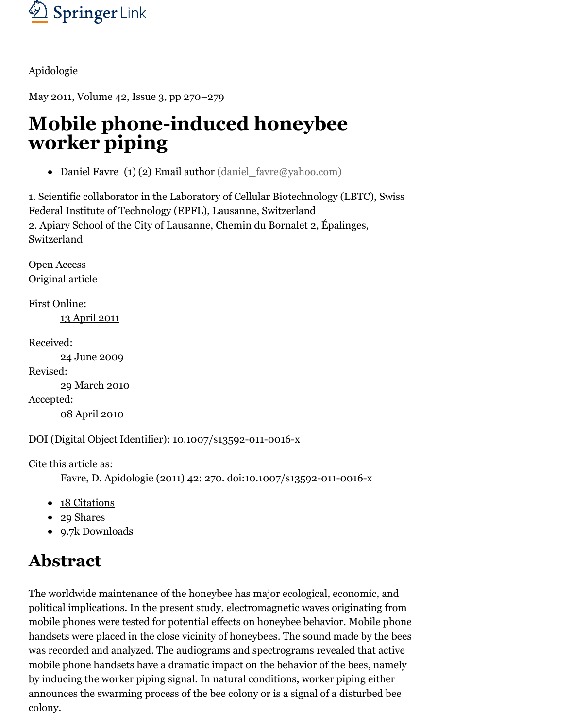Apidologie

May 2011, Volume 42, Issue 3, pp 270–279

# Mobile phone-induced honeybee worker piping

- Daniel Favre (1) (2) Email author (daniel_favre@yahoo.com)

1. Scientific collaborator in the Laboratory of Cellular Biotechnology (LBTC), Swiss Federal Institute of Technology (EPFL), Lausanne, Switzerland
2. Apiary School of the City of Lausanne, Chemin du Bornalet 2, Épalinges, Switzerland

Open Access
Original article

First Online:
13 April 2011

Received:
24 June 2009

Revised:
29 March 2010

Accepted:
08 April 2010

DOI (Digital Object Identifier): 10.1007/s13592-011-0016-x

Cite this article as:
Favre, D. Apidologie (2011) 42: 270. doi:10.1007/s13592-011-0016-x

- 18 Citations
- 29 Shares
- 9.7k Downloads

## Abstract

The worldwide maintenance of the honeybee has major ecological, economic, and political implications. In the present study, electromagnetic waves originating from mobile phones were tested for potential effects on honeybee behavior. Mobile phone handsets were placed in the close vicinity of honeybees. The sound made by the bees was recorded and analyzed. The audiograms and spectrograms revealed that active mobile phone handsets have a dramatic impact on the behavior of the bees, namely by inducing the worker piping signal. In natural conditions, worker piping either announces the swarming process of the bee colony or is a signal of a disturbed bee colony.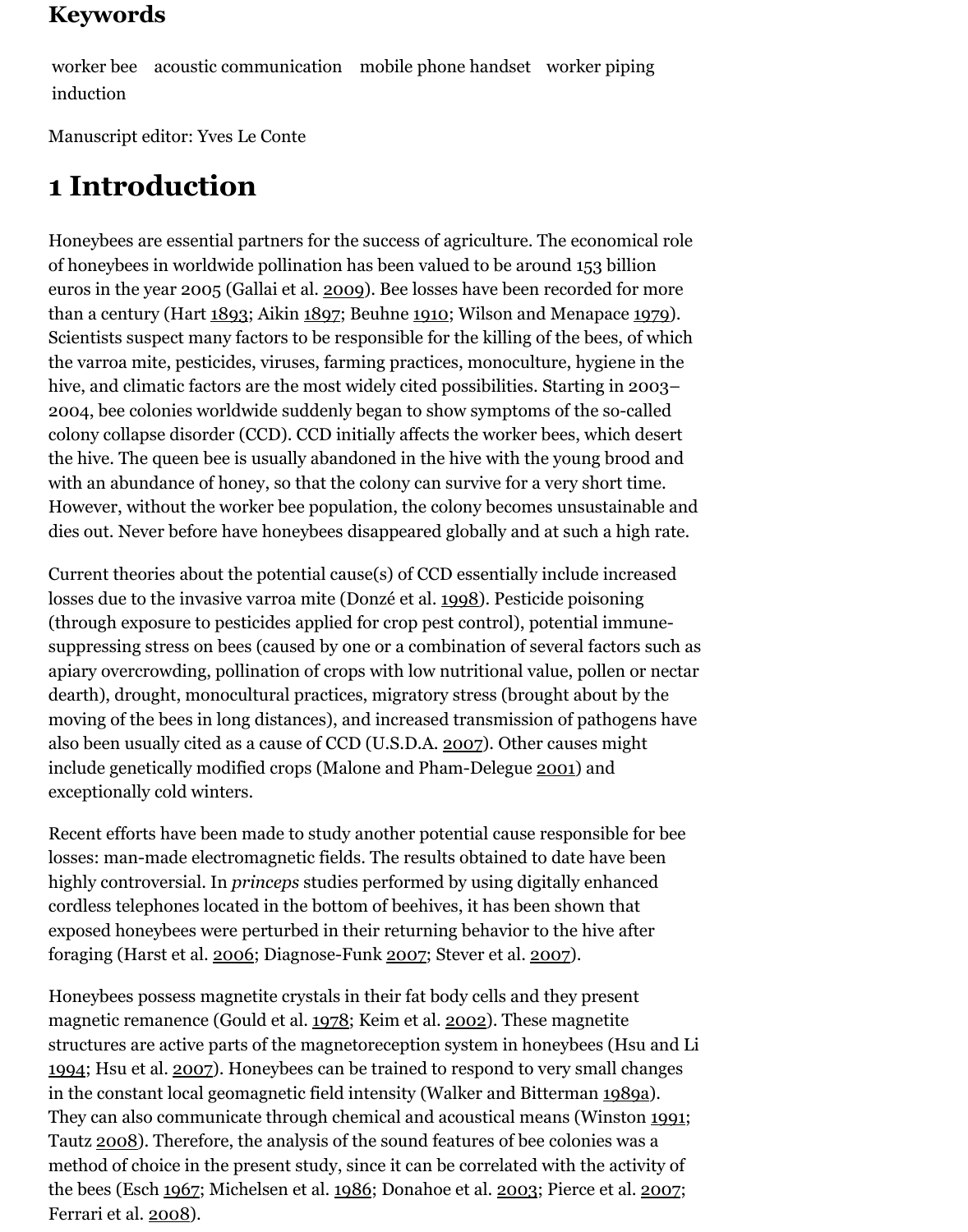## Keywords

worker bee acoustic communication mobile phone handset worker piping induction

Manuscript editor: Yves Le Conte

# 1 Introduction

Honeybees are essential partners for the success of agriculture. The economical role of honeybees in worldwide pollination has been valued to be around 153 billion euros in the year 2005 (Gallai et al. 2009). Bee losses have been recorded for more than a century (Hart 1893; Aikin 1897; Beuhne 1910; Wilson and Menapace 1979). Scientists suspect many factors to be responsible for the killing of the bees, of which the varroa mite, pesticides, viruses, farming practices, monoculture, hygiene in the hive, and climatic factors are the most widely cited possibilities. Starting in 2003–2004, bee colonies worldwide suddenly began to show symptoms of the so-called colony collapse disorder (CCD). CCD initially affects the worker bees, which desert the hive. The queen bee is usually abandoned in the hive with the young brood and with an abundance of honey, so that the colony can survive for a very short time. However, without the worker bee population, the colony becomes unsustainable and dies out. Never before have honeybees disappeared globally and at such a high rate.

Current theories about the potential cause(s) of CCD essentially include increased losses due to the invasive varroa mite (Donzé et al. 1998). Pesticide poisoning (through exposure to pesticides applied for crop pest control), potential immune-suppressing stress on bees (caused by one or a combination of several factors such as apiary overcrowding, pollination of crops with low nutritional value, pollen or nectar dearth), drought, monocultural practices, migratory stress (brought about by the moving of the bees in long distances), and increased transmission of pathogens have also been usually cited as a cause of CCD (U.S.D.A. 2007). Other causes might include genetically modified crops (Malone and Pham-Delegue 2001) and exceptionally cold winters.

Recent efforts have been made to study another potential cause responsible for bee losses: man-made electromagnetic fields. The results obtained to date have been highly controversial. In *princeps* studies performed by using digitally enhanced cordless telephones located in the bottom of beehives, it has been shown that exposed honeybees were perturbed in their returning behavior to the hive after foraging (Harst et al. 2006; Diagnose-Funk 2007; Stever et al. 2007).

Honeybees possess magnetite crystals in their fat body cells and they present magnetic remanence (Gould et al. 1978; Keim et al. 2002). These magnetite structures are active parts of the magnetoreception system in honeybees (Hsu and Li 1994; Hsu et al. 2007). Honeybees can be trained to respond to very small changes in the constant local geomagnetic field intensity (Walker and Bitterman 1989a). They can also communicate through chemical and acoustical means (Winston 1991; Tautz 2008). Therefore, the analysis of the sound features of bee colonies was a method of choice in the present study, since it can be correlated with the activity of the bees (Esch 1967; Michelsen et al. 1986; Donahoe et al. 2003; Pierce et al. 2007; Ferrari et al. 2008).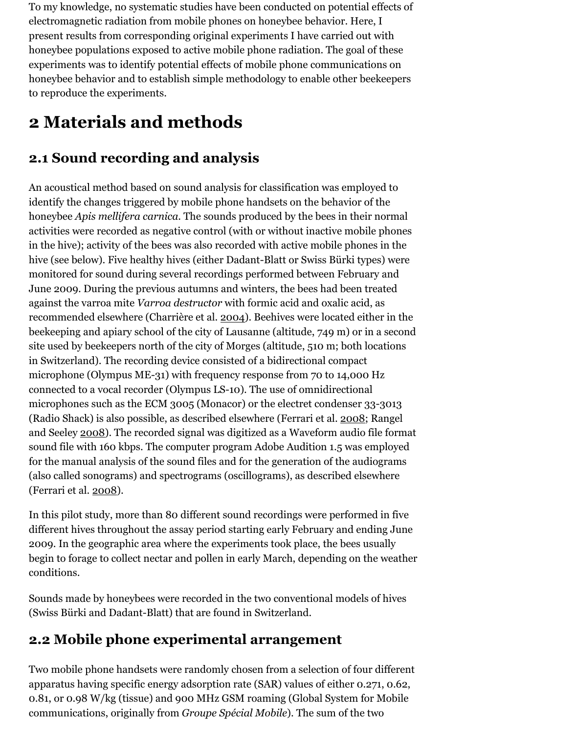To my knowledge, no systematic studies have been conducted on potential effects of electromagnetic radiation from mobile phones on honeybee behavior. Here, I present results from corresponding original experiments I have carried out with honeybee populations exposed to active mobile phone radiation. The goal of these experiments was to identify potential effects of mobile phone communications on honeybee behavior and to establish simple methodology to enable other beekeepers to reproduce the experiments.

# 2 Materials and methods

## 2.1 Sound recording and analysis

An acoustical method based on sound analysis for classification was employed to identify the changes triggered by mobile phone handsets on the behavior of the honeybee *Apis mellifera carnica*. The sounds produced by the bees in their normal activities were recorded as negative control (with or without inactive mobile phones in the hive); activity of the bees was also recorded with active mobile phones in the hive (see below). Five healthy hives (either Dadant-Blatt or Swiss Bürki types) were monitored for sound during several recordings performed between February and June 2009. During the previous autumns and winters, the bees had been treated against the varroa mite *Varroa destructor* with formic acid and oxalic acid, as recommended elsewhere (Charrière et al. 2004). Beehives were located either in the beekeeping and apiary school of the city of Lausanne (altitude, 749 m) or in a second site used by beekeepers north of the city of Morges (altitude, 510 m; both locations in Switzerland). The recording device consisted of a bidirectional compact microphone (Olympus ME-31) with frequency response from 70 to 14,000 Hz connected to a vocal recorder (Olympus LS-10). The use of omnidirectional microphones such as the ECM 3005 (Monacor) or the electret condenser 33-3013 (Radio Shack) is also possible, as described elsewhere (Ferrari et al. 2008; Rangel and Seeley 2008). The recorded signal was digitized as a Waveform audio file format sound file with 160 kbps. The computer program Adobe Audition 1.5 was employed for the manual analysis of the sound files and for the generation of the audiograms (also called sonograms) and spectrograms (oscillograms), as described elsewhere (Ferrari et al. 2008).

In this pilot study, more than 80 different sound recordings were performed in five different hives throughout the assay period starting early February and ending June 2009. In the geographic area where the experiments took place, the bees usually begin to forage to collect nectar and pollen in early March, depending on the weather conditions.

Sounds made by honeybees were recorded in the two conventional models of hives (Swiss Bürki and Dadant-Blatt) that are found in Switzerland.

## 2.2 Mobile phone experimental arrangement

Two mobile phone handsets were randomly chosen from a selection of four different apparatus having specific energy adsorption rate (SAR) values of either 0.271, 0.62, 0.81, or 0.98 W/kg (tissue) and 900 MHz GSM roaming (Global System for Mobile communications, originally from *Groupe Spécial Mobile*). The sum of the two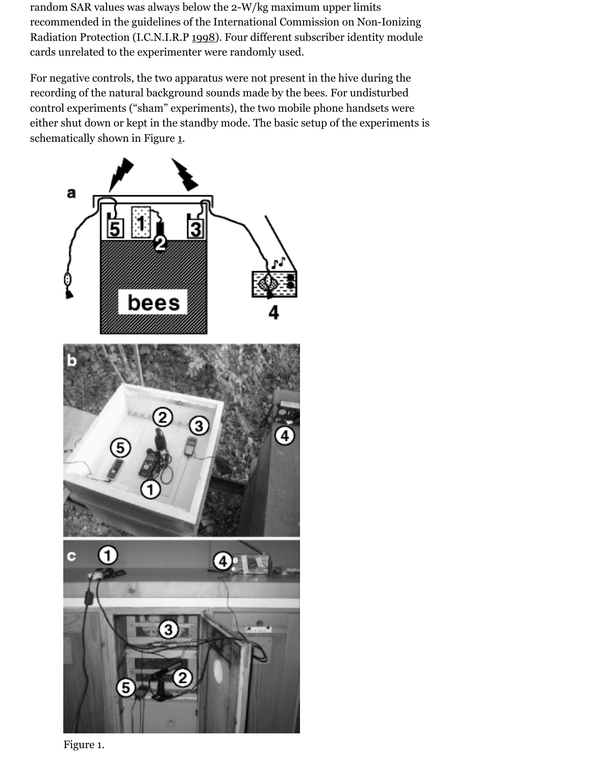random SAR values was always below the 2-W/kg maximum upper limits recommended in the guidelines of the International Commission on Non-Ionizing Radiation Protection (I.C.N.I.R.P 1998). Four different subscriber identity module cards unrelated to the experimenter were randomly used.

For negative controls, the two apparatus were not present in the hive during the recording of the natural background sounds made by the bees. For undisturbed control experiments ("sham" experiments), the two mobile phone handsets were either shut down or kept in the standby mode. The basic setup of the experiments is schematically shown in Figure 1.

Figure 1.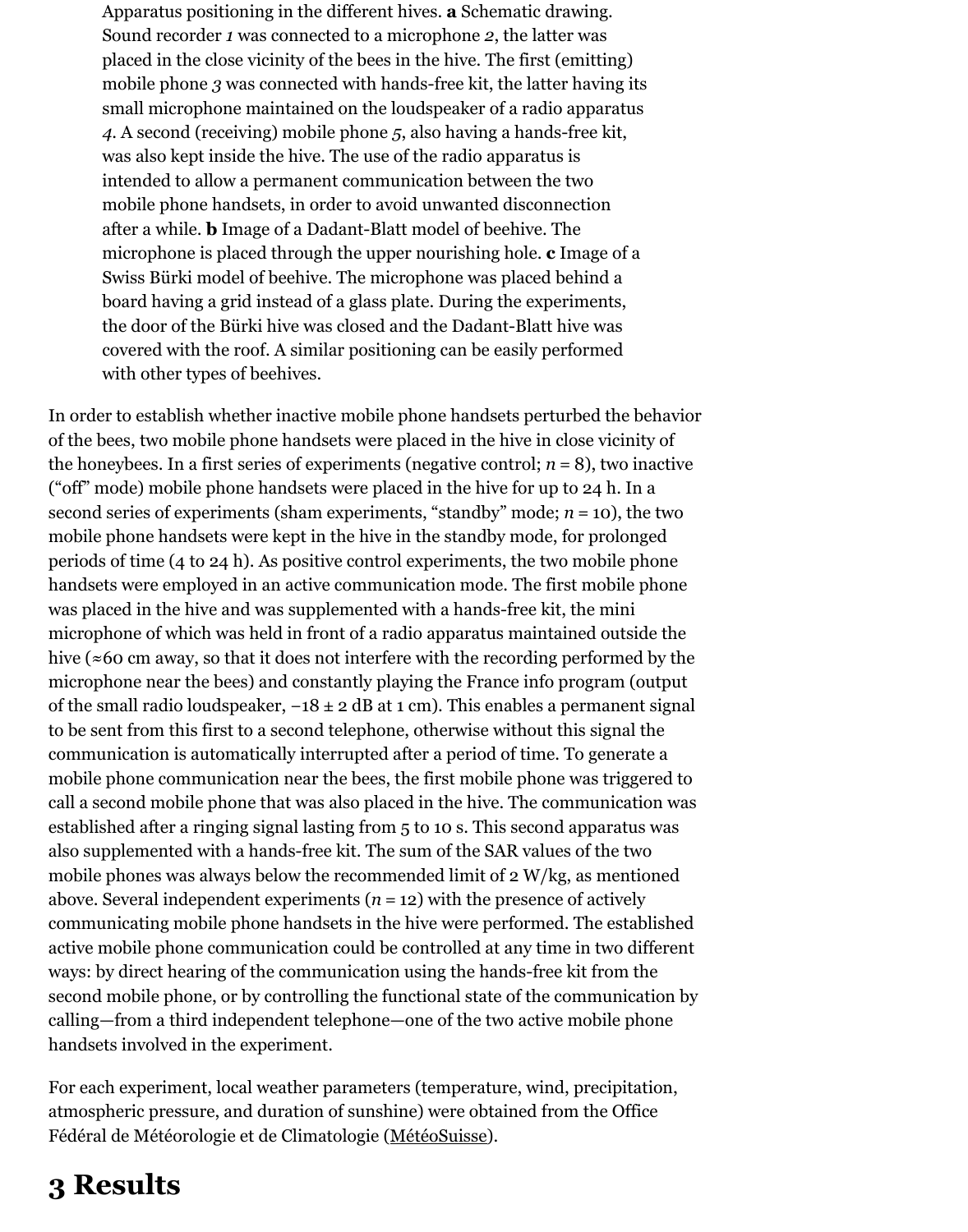Apparatus positioning in the different hives. **a** Schematic drawing. Sound recorder *1* was connected to a microphone *2*, the latter was placed in the close vicinity of the bees in the hive. The first (emitting) mobile phone *3* was connected with hands-free kit, the latter having its small microphone maintained on the loudspeaker of a radio apparatus *4*. A second (receiving) mobile phone *5*, also having a hands-free kit, was also kept inside the hive. The use of the radio apparatus is intended to allow a permanent communication between the two mobile phone handsets, in order to avoid unwanted disconnection after a while. **b** Image of a Dadant-Blatt model of beehive. The microphone is placed through the upper nourishing hole. **c** Image of a Swiss Bürki model of beehive. The microphone was placed behind a board having a grid instead of a glass plate. During the experiments, the door of the Bürki hive was closed and the Dadant-Blatt hive was covered with the roof. A similar positioning can be easily performed with other types of beehives.

In order to establish whether inactive mobile phone handsets perturbed the behavior of the bees, two mobile phone handsets were placed in the hive in close vicinity of the honeybees. In a first series of experiments (negative control; $n = 8$), two inactive ("off" mode) mobile phone handsets were placed in the hive for up to 24 h. In a second series of experiments (sham experiments, "standby" mode; $n = 10$), the two mobile phone handsets were kept in the hive in the standby mode, for prolonged periods of time (4 to 24 h). As positive control experiments, the two mobile phone handsets were employed in an active communication mode. The first mobile phone was placed in the hive and was supplemented with a hands-free kit, the mini microphone of which was held in front of a radio apparatus maintained outside the hive (≈60 cm away, so that it does not interfere with the recording performed by the microphone near the bees) and constantly playing the France info program (output of the small radio loudspeaker, −18 ± 2 dB at 1 cm). This enables a permanent signal to be sent from this first to a second telephone, otherwise without this signal the communication is automatically interrupted after a period of time. To generate a mobile phone communication near the bees, the first mobile phone was triggered to call a second mobile phone that was also placed in the hive. The communication was established after a ringing signal lasting from 5 to 10 s. This second apparatus was also supplemented with a hands-free kit. The sum of the SAR values of the two mobile phones was always below the recommended limit of 2 W/kg, as mentioned above. Several independent experiments ($n = 12$) with the presence of actively communicating mobile phone handsets in the hive were performed. The established active mobile phone communication could be controlled at any time in two different ways: by direct hearing of the communication using the hands-free kit from the second mobile phone, or by controlling the functional state of the communication by calling—from a third independent telephone—one of the two active mobile phone handsets involved in the experiment.

For each experiment, local weather parameters (temperature, wind, precipitation, atmospheric pressure, and duration of sunshine) were obtained from the Office Fédéral de Météorologie et de Climatologie (MétéoSuisse).

# 3 Results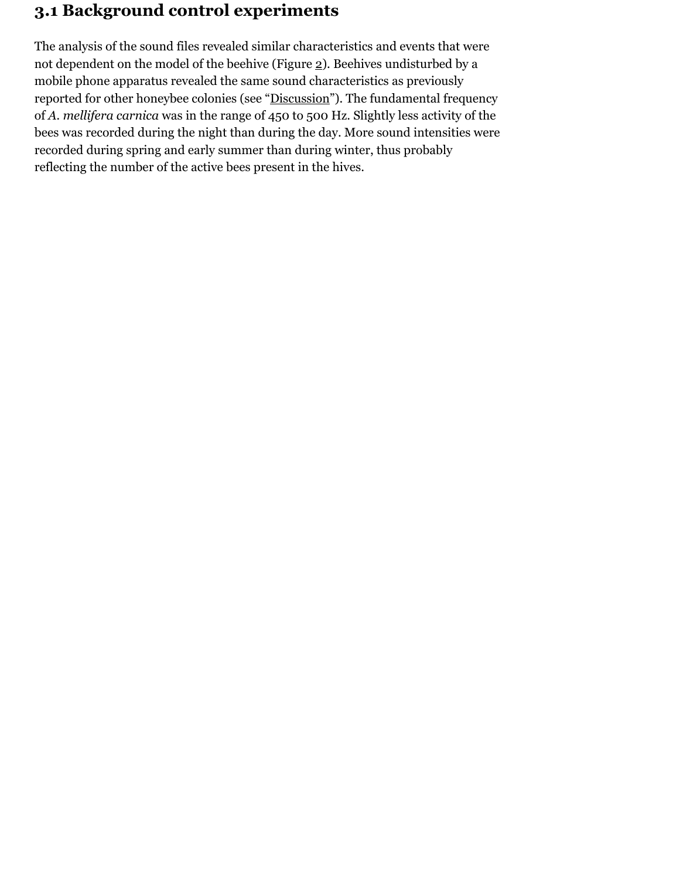### 3.1 Background control experiments

The analysis of the sound files revealed similar characteristics and events that were not dependent on the model of the beehive (Figure 2). Beehives undisturbed by a mobile phone apparatus revealed the same sound characteristics as previously reported for other honeybee colonies (see "Discussion"). The fundamental frequency of *A. mellifera carnica* was in the range of 450 to 500 Hz. Slightly less activity of the bees was recorded during the night than during the day. More sound intensities were recorded during spring and early summer than during winter, thus probably reflecting the number of the active bees present in the hives.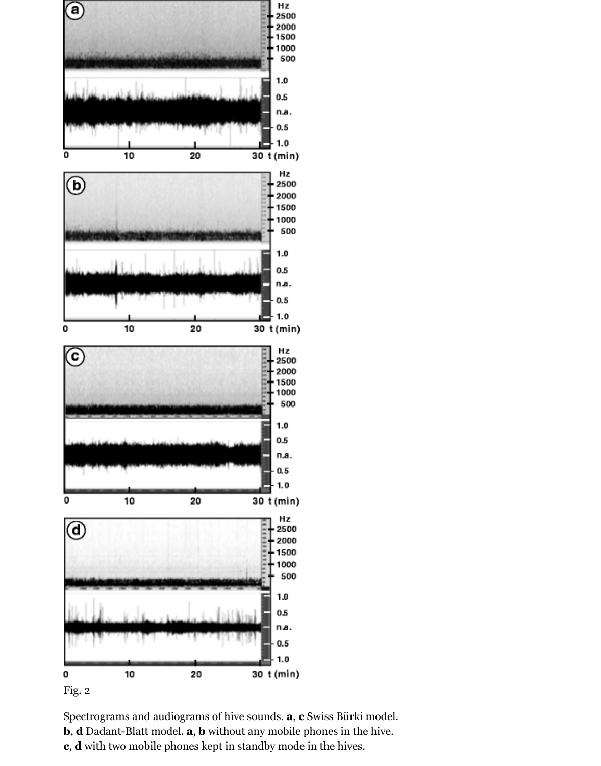Fig. 2

Spectrograms and audiograms of hive sounds. **a**, **c** Swiss Bürki model. **b**, **d** Dadant-Blatt model. **a**, **b** without any mobile phones in the hive. **c**, **d** with two mobile phones kept in standby mode in the hives.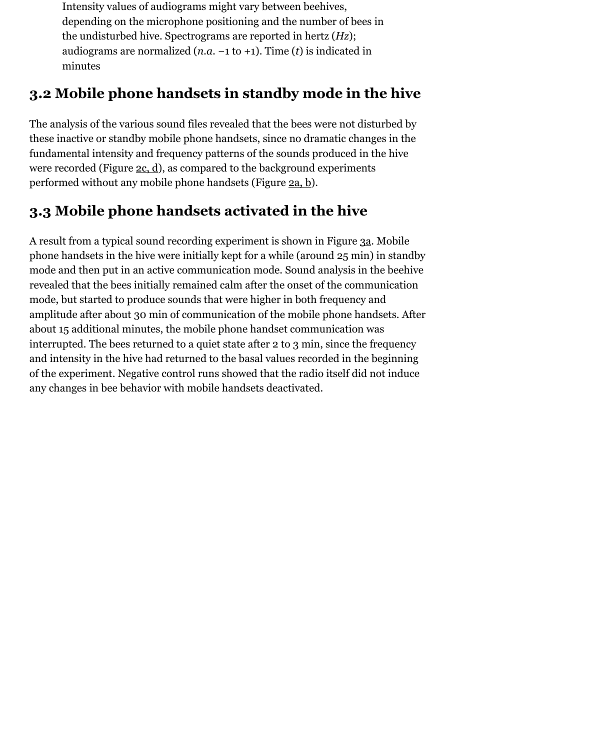Intensity values of audiograms might vary between beehives, depending on the microphone positioning and the number of bees in the undisturbed hive. Spectrograms are reported in hertz (*Hz*); audiograms are normalized (*n.a.* −1 to +1). Time (*t*) is indicated in minutes

## 3.2 Mobile phone handsets in standby mode in the hive

The analysis of the various sound files revealed that the bees were not disturbed by these inactive or standby mobile phone handsets, since no dramatic changes in the fundamental intensity and frequency patterns of the sounds produced in the hive were recorded (Figure 2c, d), as compared to the background experiments performed without any mobile phone handsets (Figure 2a, b).

## 3.3 Mobile phone handsets activated in the hive

A result from a typical sound recording experiment is shown in Figure 3a. Mobile phone handsets in the hive were initially kept for a while (around 25 min) in standby mode and then put in an active communication mode. Sound analysis in the beehive revealed that the bees initially remained calm after the onset of the communication mode, but started to produce sounds that were higher in both frequency and amplitude after about 30 min of communication of the mobile phone handsets. After about 15 additional minutes, the mobile phone handset communication was interrupted. The bees returned to a quiet state after 2 to 3 min, since the frequency and intensity in the hive had returned to the basal values recorded in the beginning of the experiment. Negative control runs showed that the radio itself did not induce any changes in bee behavior with mobile handsets deactivated.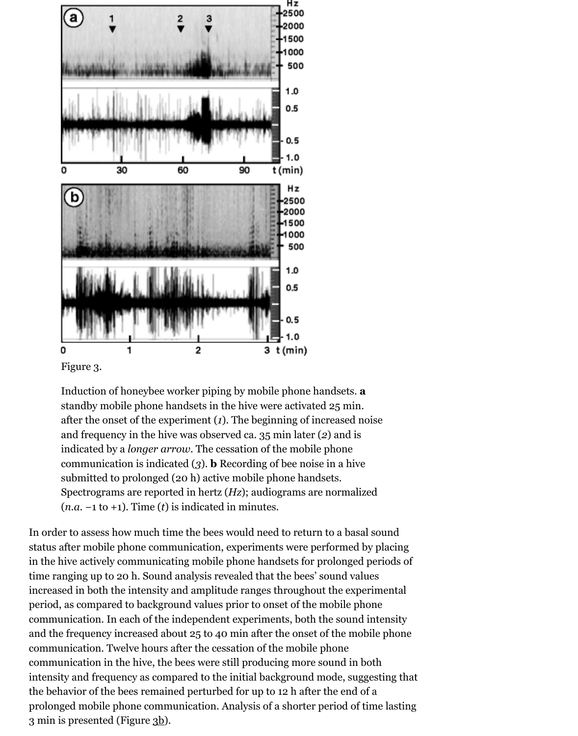Figure 3.

Induction of honeybee worker piping by mobile phone handsets. **a** standby mobile phone handsets in the hive were activated 25 min. after the onset of the experiment (*1*). The beginning of increased noise and frequency in the hive was observed ca. 35 min later (*2*) and is indicated by a *longer arrow*. The cessation of the mobile phone communication is indicated (*3*). **b** Recording of bee noise in a hive submitted to prolonged (20 h) active mobile phone handsets. Spectrograms are reported in hertz (*Hz*); audiograms are normalized (*n.a.* −1 to +1). Time (*t*) is indicated in minutes.

In order to assess how much time the bees would need to return to a basal sound status after mobile phone communication, experiments were performed by placing in the hive actively communicating mobile phone handsets for prolonged periods of time ranging up to 20 h. Sound analysis revealed that the bees' sound values increased in both the intensity and amplitude ranges throughout the experimental period, as compared to background values prior to onset of the mobile phone communication. In each of the independent experiments, both the sound intensity and the frequency increased about 25 to 40 min after the onset of the mobile phone communication. Twelve hours after the cessation of the mobile phone communication in the hive, the bees were still producing more sound in both intensity and frequency as compared to the initial background mode, suggesting that the behavior of the bees remained perturbed for up to 12 h after the end of a prolonged mobile phone communication. Analysis of a shorter period of time lasting 3 min is presented (Figure 3b).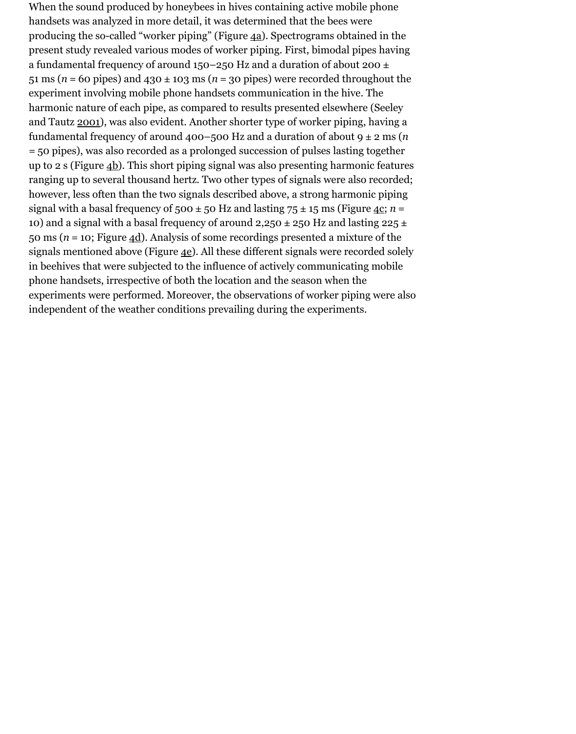When the sound produced by honeybees in hives containing active mobile phone handsets was analyzed in more detail, it was determined that the bees were producing the so-called “worker piping” (Figure 4a). Spectrograms obtained in the present study revealed various modes of worker piping. First, bimodal pipes having a fundamental frequency of around 150–250 Hz and a duration of about 200 ± 51 ms ($n$ = 60 pipes) and 430 ± 103 ms ($n$ = 30 pipes) were recorded throughout the experiment involving mobile phone handsets communication in the hive. The harmonic nature of each pipe, as compared to results presented elsewhere (Seeley and Tautz 2001), was also evident. Another shorter type of worker piping, having a fundamental frequency of around 400–500 Hz and a duration of about 9 ± 2 ms ($n$ = 50 pipes), was also recorded as a prolonged succession of pulses lasting together up to 2 s (Figure 4b). This short piping signal was also presenting harmonic features ranging up to several thousand hertz. Two other types of signals were also recorded; however, less often than the two signals described above, a strong harmonic piping signal with a basal frequency of 500 ± 50 Hz and lasting 75 ± 15 ms (Figure 4c; $n$ = 10) and a signal with a basal frequency of around 2,250 ± 250 Hz and lasting 225 ± 50 ms ($n$ = 10; Figure 4d). Analysis of some recordings presented a mixture of the signals mentioned above (Figure 4e). All these different signals were recorded solely in beehives that were subjected to the influence of actively communicating mobile phone handsets, irrespective of both the location and the season when the experiments were performed. Moreover, the observations of worker piping were also independent of the weather conditions prevailing during the experiments.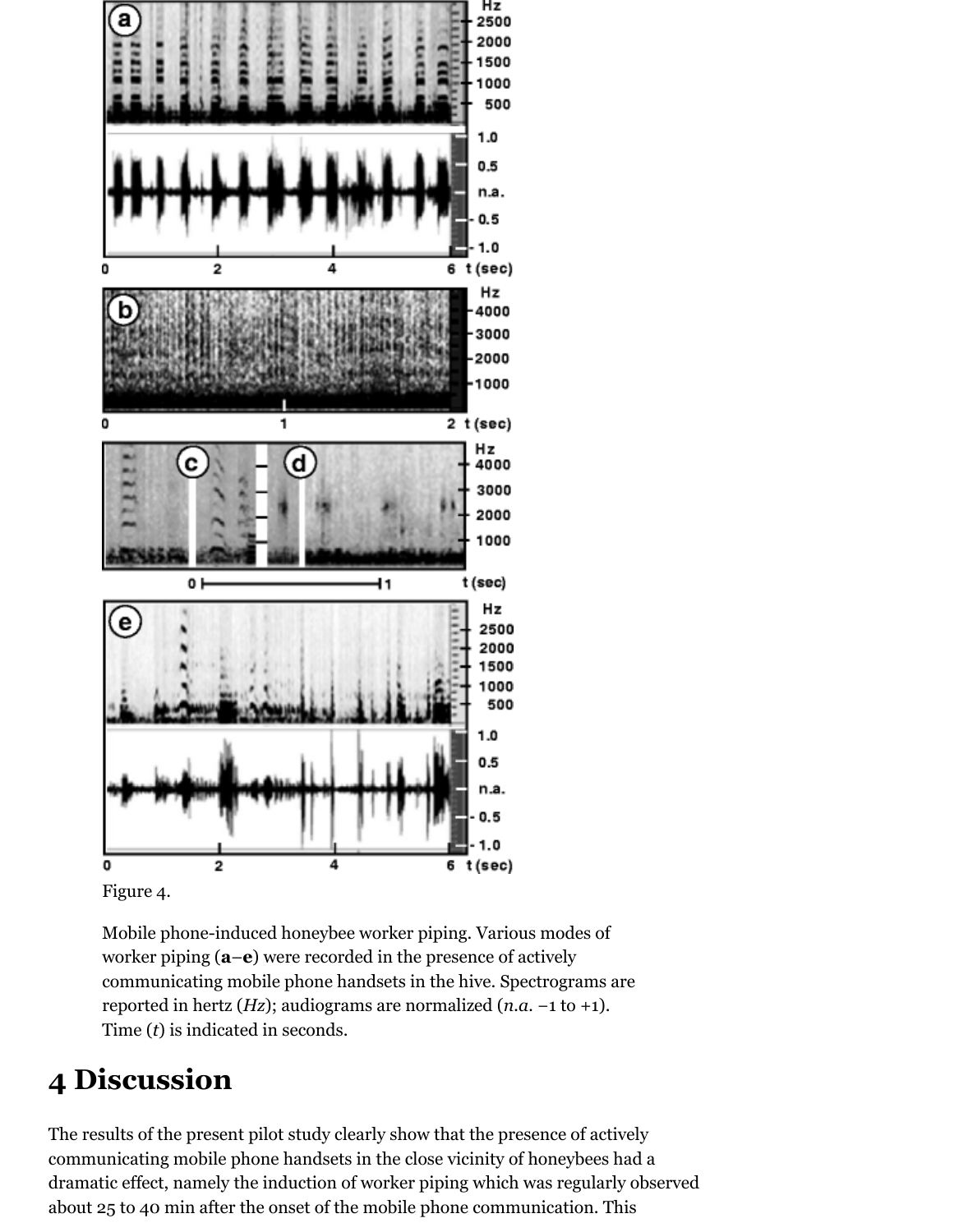Figure 4.

Mobile phone-induced honeybee worker piping. Various modes of worker piping (**a**–**e**) were recorded in the presence of actively communicating mobile phone handsets in the hive. Spectrograms are reported in hertz (*Hz*); audiograms are normalized (*n.a.* −1 to +1). Time (*t*) is indicated in seconds.

## 4 Discussion

The results of the present pilot study clearly show that the presence of actively communicating mobile phone handsets in the close vicinity of honeybees had a dramatic effect, namely the induction of worker piping which was regularly observed about 25 to 40 min after the onset of the mobile phone communication. This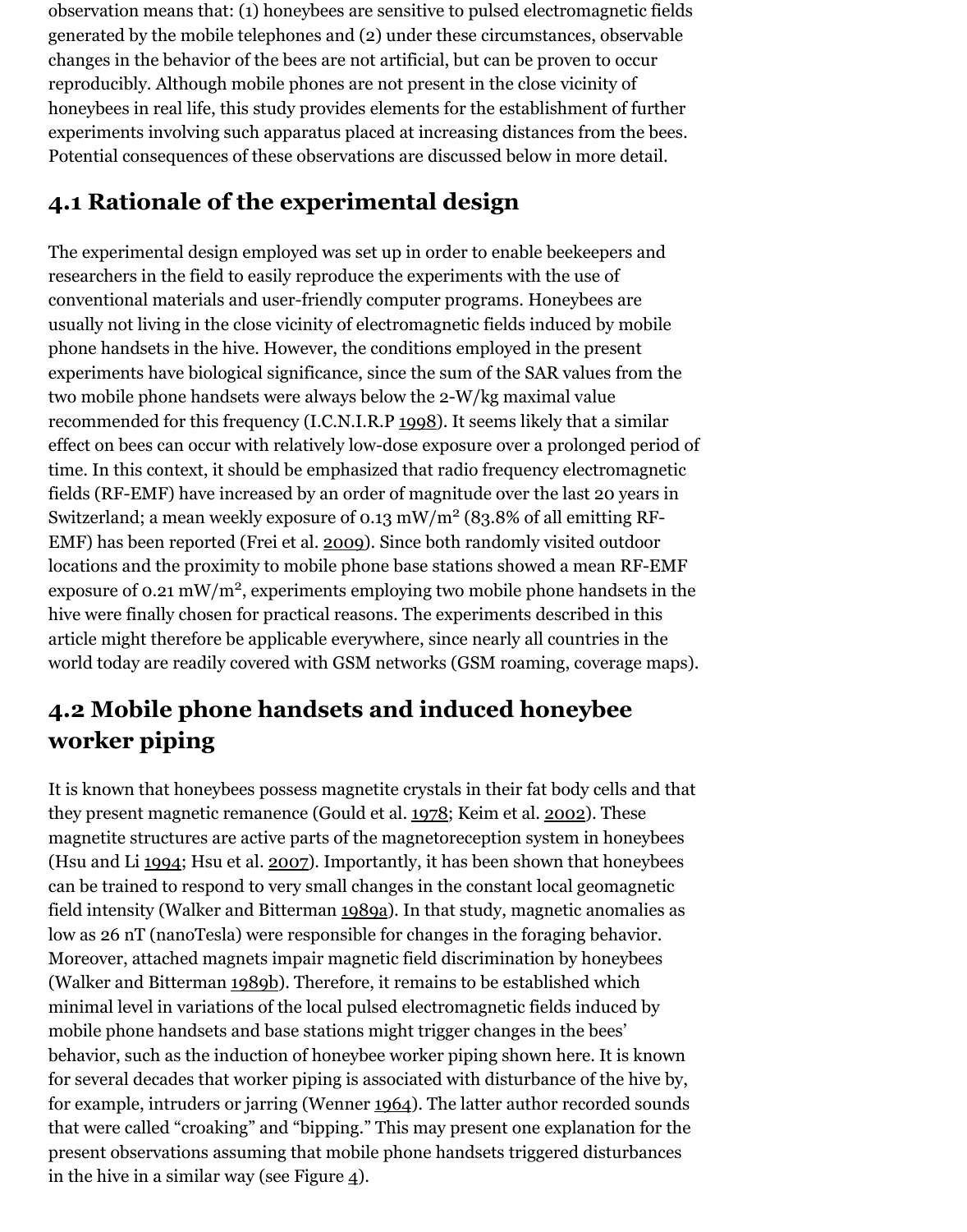observation means that: (1) honeybees are sensitive to pulsed electromagnetic fields generated by the mobile telephones and (2) under these circumstances, observable changes in the behavior of the bees are not artificial, but can be proven to occur reproducibly. Although mobile phones are not present in the close vicinity of honeybees in real life, this study provides elements for the establishment of further experiments involving such apparatus placed at increasing distances from the bees. Potential consequences of these observations are discussed below in more detail.

## 4.1 Rationale of the experimental design

The experimental design employed was set up in order to enable beekeepers and researchers in the field to easily reproduce the experiments with the use of conventional materials and user-friendly computer programs. Honeybees are usually not living in the close vicinity of electromagnetic fields induced by mobile phone handsets in the hive. However, the conditions employed in the present experiments have biological significance, since the sum of the SAR values from the two mobile phone handsets were always below the 2-W/kg maximal value recommended for this frequency (I.C.N.I.R.P 1998). It seems likely that a similar effect on bees can occur with relatively low-dose exposure over a prolonged period of time. In this context, it should be emphasized that radio frequency electromagnetic fields (RF-EMF) have increased by an order of magnitude over the last 20 years in Switzerland; a mean weekly exposure of 0.13 mW/m$^2$ (83.8% of all emitting RF-EMF) has been reported (Frei et al. 2009). Since both randomly visited outdoor locations and the proximity to mobile phone base stations showed a mean RF-EMF exposure of 0.21 mW/m$^2$, experiments employing two mobile phone handsets in the hive were finally chosen for practical reasons. The experiments described in this article might therefore be applicable everywhere, since nearly all countries in the world today are readily covered with GSM networks (GSM roaming, coverage maps).

## 4.2 Mobile phone handsets and induced honeybee worker piping

It is known that honeybees possess magnetite crystals in their fat body cells and that they present magnetic remanence (Gould et al. 1978; Keim et al. 2002). These magnetite structures are active parts of the magnetoreception system in honeybees (Hsu and Li 1994; Hsu et al. 2007). Importantly, it has been shown that honeybees can be trained to respond to very small changes in the constant local geomagnetic field intensity (Walker and Bitterman 1989a). In that study, magnetic anomalies as low as 26 nT (nanoTesla) were responsible for changes in the foraging behavior. Moreover, attached magnets impair magnetic field discrimination by honeybees (Walker and Bitterman 1989b). Therefore, it remains to be established which minimal level in variations of the local pulsed electromagnetic fields induced by mobile phone handsets and base stations might trigger changes in the bees' behavior, such as the induction of honeybee worker piping shown here. It is known for several decades that worker piping is associated with disturbance of the hive by, for example, intruders or jarring (Wenner 1964). The latter author recorded sounds that were called "croaking" and "bipping." This may present one explanation for the present observations assuming that mobile phone handsets triggered disturbances in the hive in a similar way (see Figure 4).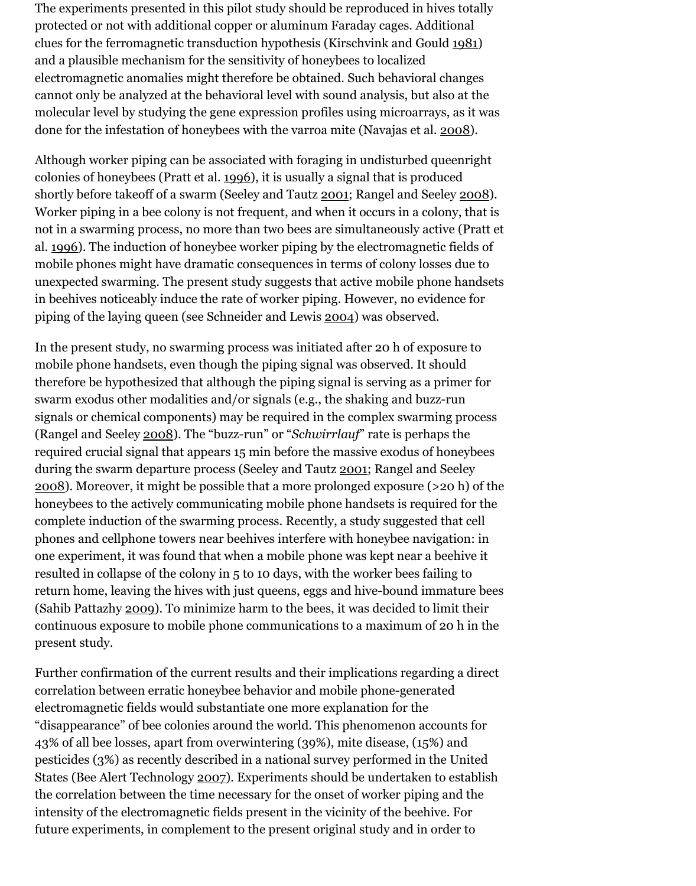The experiments presented in this pilot study should be reproduced in hives totally protected or not with additional copper or aluminum Faraday cages. Additional clues for the ferromagnetic transduction hypothesis (Kirschvink and Gould 1981) and a plausible mechanism for the sensitivity of honeybees to localized electromagnetic anomalies might therefore be obtained. Such behavioral changes cannot only be analyzed at the behavioral level with sound analysis, but also at the molecular level by studying the gene expression profiles using microarrays, as it was done for the infestation of honeybees with the varroa mite (Navajas et al. 2008).

Although worker piping can be associated with foraging in undisturbed queenright colonies of honeybees (Pratt et al. 1996), it is usually a signal that is produced shortly before takeoff of a swarm (Seeley and Tautz 2001; Rangel and Seeley 2008). Worker piping in a bee colony is not frequent, and when it occurs in a colony, that is not in a swarming process, no more than two bees are simultaneously active (Pratt et al. 1996). The induction of honeybee worker piping by the electromagnetic fields of mobile phones might have dramatic consequences in terms of colony losses due to unexpected swarming. The present study suggests that active mobile phone handsets in beehives noticeably induce the rate of worker piping. However, no evidence for piping of the laying queen (see Schneider and Lewis 2004) was observed.

In the present study, no swarming process was initiated after 20 h of exposure to mobile phone handsets, even though the piping signal was observed. It should therefore be hypothesized that although the piping signal is serving as a primer for swarm exodus other modalities and/or signals (e.g., the shaking and buzz-run signals or chemical components) may be required in the complex swarming process (Rangel and Seeley 2008). The "buzz-run" or "*Schwirrlauf*" rate is perhaps the required crucial signal that appears 15 min before the massive exodus of honeybees during the swarm departure process (Seeley and Tautz 2001; Rangel and Seeley 2008). Moreover, it might be possible that a more prolonged exposure (>20 h) of the honeybees to the actively communicating mobile phone handsets is required for the complete induction of the swarming process. Recently, a study suggested that cell phones and cellphone towers near beehives interfere with honeybee navigation: in one experiment, it was found that when a mobile phone was kept near a beehive it resulted in collapse of the colony in 5 to 10 days, with the worker bees failing to return home, leaving the hives with just queens, eggs and hive-bound immature bees (Sahib Pattazhy 2009). To minimize harm to the bees, it was decided to limit their continuous exposure to mobile phone communications to a maximum of 20 h in the present study.

Further confirmation of the current results and their implications regarding a direct correlation between erratic honeybee behavior and mobile phone-generated electromagnetic fields would substantiate one more explanation for the "disappearance" of bee colonies around the world. This phenomenon accounts for 43% of all bee losses, apart from overwintering (39%), mite disease, (15%) and pesticides (3%) as recently described in a national survey performed in the United States (Bee Alert Technology 2007). Experiments should be undertaken to establish the correlation between the time necessary for the onset of worker piping and the intensity of the electromagnetic fields present in the vicinity of the beehive. For future experiments, in complement to the present original study and in order to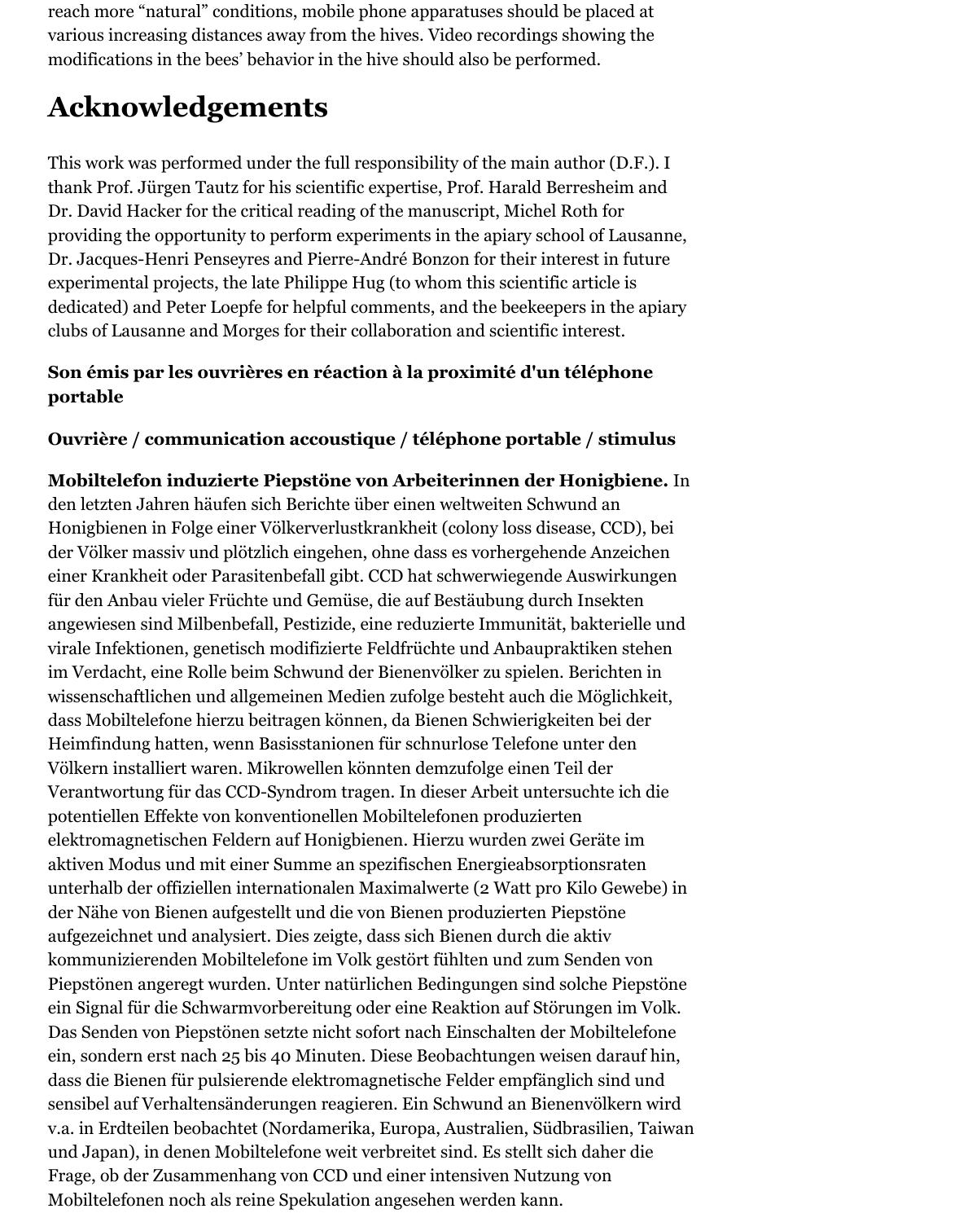reach more “natural” conditions, mobile phone apparatuses should be placed at various increasing distances away from the hives. Video recordings showing the modifications in the bees’ behavior in the hive should also be performed.

# Acknowledgements

This work was performed under the full responsibility of the main author (D.F.). I thank Prof. Jürgen Tautz for his scientific expertise, Prof. Harald Berresheim and Dr. David Hacker for the critical reading of the manuscript, Michel Roth for providing the opportunity to perform experiments in the apiary school of Lausanne, Dr. Jacques-Henri Penseyres and Pierre-André Bonzon for their interest in future experimental projects, the late Philippe Hug (to whom this scientific article is dedicated) and Peter Loepfe for helpful comments, and the beekeepers in the apiary clubs of Lausanne and Morges for their collaboration and scientific interest.

**Son émis par les ouvrières en réaction à la proximité d'un téléphone portable**

**Ouvrière / communication accoustique / téléphone portable / stimulus**

**Mobiltelefon induzierte Piepstöne von Arbeiterinnen der Honigbiene.** In den letzten Jahren häufen sich Berichte über einen weltweiten Schwund an Honigbienen in Folge einer Völkerverlustkrankheit (colony loss disease, CCD), bei der Völker massiv und plötzlich eingehen, ohne dass es vorhergehende Anzeichen einer Krankheit oder Parasitenbefall gibt. CCD hat schwerwiegende Auswirkungen für den Anbau vieler Früchte und Gemüse, die auf Bestäubung durch Insekten angewiesen sind Milbenbefall, Pestizide, eine reduzierte Immunität, bakterielle und virale Infektionen, genetisch modifizierte Feldfrüchte und Anbaupraktiken stehen im Verdacht, eine Rolle beim Schwund der Bienenvölker zu spielen. Berichten in wissenschaftlichen und allgemeinen Medien zufolge besteht auch die Möglichkeit, dass Mobiltelefone hierzu beitragen können, da Bienen Schwierigkeiten bei der Heimfindung hatten, wenn Basisstanionen für schnurlose Telefone unter den Völkern installiert waren. Mikrowellen könnten demzufolge einen Teil der Verantwortung für das CCD-Syndrom tragen. In dieser Arbeit untersuchte ich die potentiellen Effekte von konventionellen Mobiltelefonen produzierten elektromagnetischen Feldern auf Honigbienen. Hierzu wurden zwei Geräte im aktiven Modus und mit einer Summe an spezifischen Energieabsorptionsraten unterhalb der offiziellen internationalen Maximalwerte (2 Watt pro Kilo Gewebe) in der Nähe von Bienen aufgestellt und die von Bienen produzierten Piepstöne aufgezeichnet und analysiert. Dies zeigte, dass sich Bienen durch die aktiv kommunizierenden Mobiltelefone im Volk gestört fühlten und zum Senden von Piepstönen angeregt wurden. Unter natürlichen Bedingungen sind solche Piepstönen ein Signal für die Schwarmvorbereitung oder eine Reaktion auf Störungen im Volk. Das Senden von Piepstönen setzte nicht sofort nach Einschalten der Mobiltelefone ein, sondern erst nach 25 bis 40 Minuten. Diese Beobachtungen weisen darauf hin, dass die Bienen für pulsierende elektromagnetische Felder empfänglich sind und sensibel auf Verhaltensänderungen reagieren. Ein Schwund an Bienenvölkern wird v.a. in Erdteilen beobachtet (Nordamerika, Europa, Australien, Südbrasilien, Taiwan und Japan), in denen Mobiltelefone weit verbreitet sind. Es stellt sich daher die Frage, ob der Zusammenhang von CCD und einer intensiven Nutzung von Mobiltelefonen noch als reine Spekulation angesehen werden kann.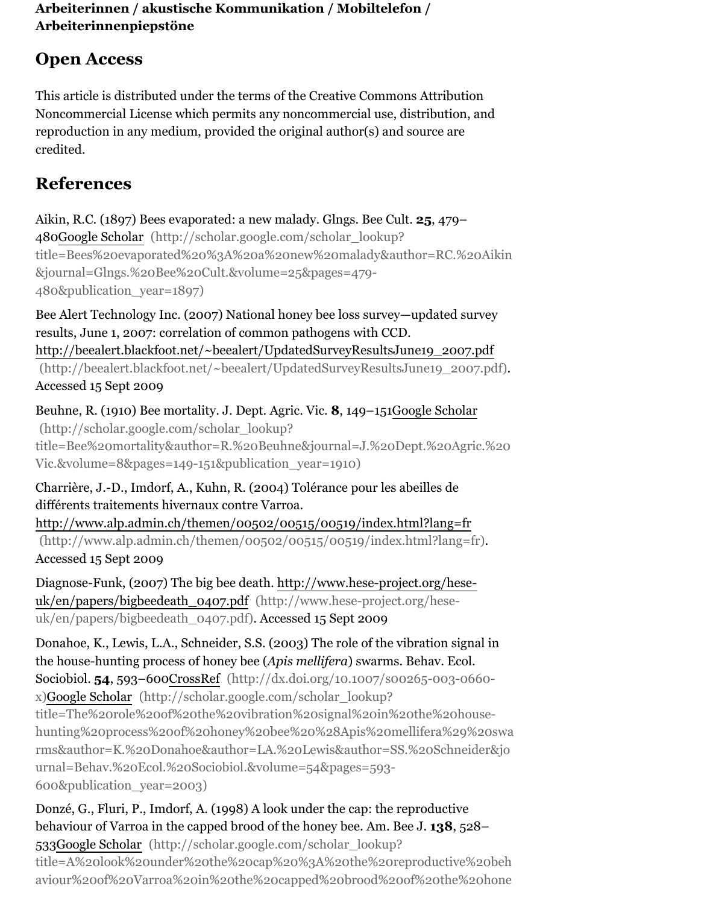**Arbeiterinnen / akustische Kommunikation / Mobiltelefon / Arbeiterinnenpiepstöne**

## Open Access

This article is distributed under the terms of the Creative Commons Attribution Noncommercial License which permits any noncommercial use, distribution, and reproduction in any medium, provided the original author(s) and source are credited.

## References

Aikin, R.C. (1897) Bees evaporated: a new malady. Glngs. Bee Cult. **25**, 479–480Google Scholar (http://scholar.google.com/scholar_lookup?title=Bees%20evaporated%20%3A%20a%20new%20malady&author=RC.%20Aikin&journal=Glngs.%20Bee%20Cult.&volume=25&pages=479-480&publication_year=1897)

Bee Alert Technology Inc. (2007) National honey bee loss survey—updated survey results, June 1, 2007: correlation of common pathogens with CCD. http://beealert.blackfoot.net/~beealert/UpdatedSurveyResultsJune19_2007.pdf (http://beealert.blackfoot.net/~beealert/UpdatedSurveyResultsJune19_2007.pdf). Accessed 15 Sept 2009

Beuhne, R. (1910) Bee mortality. J. Dept. Agric. Vic. **8**, 149–151Google Scholar (http://scholar.google.com/scholar_lookup?title=Bee%20mortality&author=R.%20Beuhne&journal=J.%20Dept.%20Agric.%20Vic.&volume=8&pages=149-151&publication_year=1910)

Charrière, J.-D., Imdorf, A., Kuhn, R. (2004) Tolérance pour les abeilles de différents traitements hivernaux contre Varroa. http://www.alp.admin.ch/themen/00502/00515/00519/index.html?lang=fr (http://www.alp.admin.ch/themen/00502/00515/00519/index.html?lang=fr). Accessed 15 Sept 2009

Diagnose-Funk, (2007) The big bee death. http://www.hese-project.org/hese-uk/en/papers/bigbeedeath_0407.pdf (http://www.hese-project.org/hese-uk/en/papers/bigbeedeath_0407.pdf). Accessed 15 Sept 2009

Donahoe, K., Lewis, L.A., Schneider, S.S. (2003) The role of the vibration signal in the house-hunting process of honey bee (*Apis mellifera*) swarms. Behav. Ecol. Sociobiol. **54**, 593–600CrossRef (http://dx.doi.org/10.1007/s00265-003-0660-x)Google Scholar (http://scholar.google.com/scholar_lookup?title=The%20role%20of%20the%20vibration%20signal%20in%20the%20house-hunting%20process%20of%20honey%20bee%20%28Apis%20mellifera%29%20swarms&author=K.%20Donahoe&author=LA.%20Lewis&author=SS.%20Schneider&journal=Behav.%20Ecol.%20Sociobiol.&volume=54&pages=593-600&publication_year=2003)

Donzé, G., Fluri, P., Imdorf, A. (1998) A look under the cap: the reproductive behaviour of Varroa in the capped brood of the honey bee. Am. Bee J. **138**, 528–533Google Scholar (http://scholar.google.com/scholar_lookup?title=A%20look%20under%20the%20cap%20%3A%20the%20reproductive%20behaviour%20of%20Varroa%20in%20the%20capped%20brood%20of%20the%20hone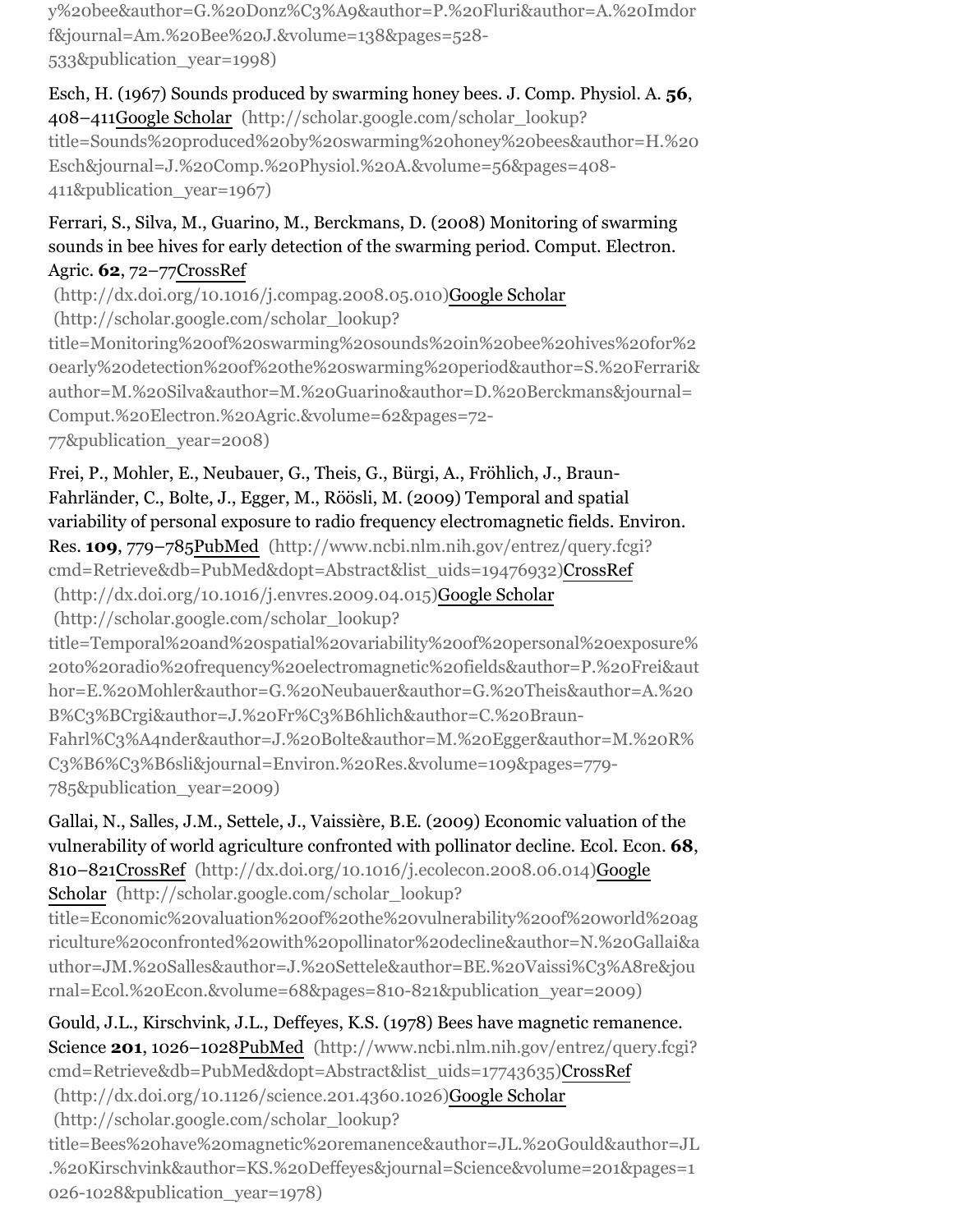y%20bee&author=G.%20Donz%C3%A9&author=P.%20Fluri&author=A.%20Imdorf&journal=Am.%20Bee%20J.&volume=138&pages=528-533&publication_year=1998)

Esch, H. (1967) Sounds produced by swarming honey bees. J. Comp. Physiol. A. **56**, 408–411[Google Scholar](http://scholar.google.com/scholar_lookup?title=Sounds%20produced%20by%20swarming%20honey%20bees&author=H.%20Esch&journal=J.%20Comp.%20Physiol.%20A.&volume=56&pages=408-411&publication_year=1967) (http://scholar.google.com/scholar_lookup?title=Sounds%20produced%20by%20swarming%20honey%20bees&author=H.%20Esch&journal=J.%20Comp.%20Physiol.%20A.&volume=56&pages=408-411&publication_year=1967)

Ferrari, S., Silva, M., Guarino, M., Berckmans, D. (2008) Monitoring of swarming sounds in bee hives for early detection of the swarming period. Comput. Electron. Agric. **62**, 72–77[CrossRef](http://dx.doi.org/10.1016/j.compag.2008.05.010) (http://dx.doi.org/10.1016/j.compag.2008.05.010)[Google Scholar](http://scholar.google.com/scholar_lookup?title=Monitoring%20of%20swarming%20sounds%20in%20bee%20hives%20for%20early%20detection%20of%20the%20swarming%20period&author=S.%20Ferrari&author=M.%20Silva&author=M.%20Guarino&author=D.%20Berckmans&journal=Comput.%20Electron.%20Agric.&volume=62&pages=72-77&publication_year=2008) (http://scholar.google.com/scholar_lookup?title=Monitoring%20of%20swarming%20sounds%20in%20bee%20hives%20for%20early%20detection%20of%20the%20swarming%20period&author=S.%20Ferrari&author=M.%20Silva&author=M.%20Guarino&author=D.%20Berckmans&journal=Comput.%20Electron.%20Agric.&volume=62&pages=72-77&publication_year=2008)

Frei, P., Mohler, E., Neubauer, G., Theis, G., Bürgi, A., Fröhlich, J., Braun-Fahrländer, C., Bolte, J., Egger, M., Röösli, M. (2009) Temporal and spatial variability of personal exposure to radio frequency electromagnetic fields. Environ. Res. **109**, 779–785[PubMed](http://www.ncbi.nlm.nih.gov/entrez/query.fcgi?cmd=Retrieve&db=PubMed&dopt=Abstract&list_uids=19476932) (http://www.ncbi.nlm.nih.gov/entrez/query.fcgi?cmd=Retrieve&db=PubMed&dopt=Abstract&list_uids=19476932)[CrossRef](http://dx.doi.org/10.1016/j.envres.2009.04.015) (http://dx.doi.org/10.1016/j.envres.2009.04.015)[Google Scholar](http://scholar.google.com/scholar_lookup?title=Temporal%20and%20spatial%20variability%20of%20personal%20exposure%20to%20radio%20frequency%20electromagnetic%20fields&author=P.%20Frei&author=E.%20Mohler&author=G.%20Neubauer&author=G.%20Theis&author=A.%20B%C3%BCrgi&author=J.%20Fr%C3%B6hlich&author=C.%20Braun-Fahrl%C3%A4nder&author=J.%20Bolte&author=M.%20Egger&author=M.%20R%C3%B6%C3%B6sli&journal=Environ.%20Res.&volume=109&pages=779-785&publication_year=2009) (http://scholar.google.com/scholar_lookup?title=Temporal%20and%20spatial%20variability%20of%20personal%20exposure%20to%20radio%20frequency%20electromagnetic%20fields&author=P.%20Frei&author=E.%20Mohler&author=G.%20Neubauer&author=G.%20Theis&author=A.%20B%C3%BCrgi&author=J.%20Fr%C3%B6hlich&author=C.%20Braun-Fahrl%C3%A4nder&author=J.%20Bolte&author=M.%20Egger&author=M.%20R%C3%B6%C3%B6sli&journal=Environ.%20Res.&volume=109&pages=779-785&publication_year=2009)

Gallai, N., Salles, J.M., Settele, J., Vaissière, B.E. (2009) Economic valuation of the vulnerability of world agriculture confronted with pollinator decline. Ecol. Econ. **68**, 810–821[CrossRef](http://dx.doi.org/10.1016/j.ecolecon.2008.06.014) (http://dx.doi.org/10.1016/j.ecolecon.2008.06.014)[Google Scholar](http://scholar.google.com/scholar_lookup?title=Economic%20valuation%20of%20the%20vulnerability%20of%20world%20agriculture%20confronted%20with%20pollinator%20decline&author=N.%20Gallai&author=JM.%20Salles&author=J.%20Settele&author=BE.%20Vaissi%C3%A8re&journal=Ecol.%20Econ.&volume=68&pages=810-821&publication_year=2009) (http://scholar.google.com/scholar_lookup?title=Economic%20valuation%20of%20the%20vulnerability%20of%20world%20agriculture%20confronted%20with%20pollinator%20decline&author=N.%20Gallai&author=JM.%20Salles&author=J.%20Settele&author=BE.%20Vaissi%C3%A8re&journal=Ecol.%20Econ.&volume=68&pages=810-821&publication_year=2009)

Gould, J.L., Kirschvink, J.L., Deffeyes, K.S. (1978) Bees have magnetic remanence. Science **201**, 1026–1028[PubMed](http://www.ncbi.nlm.nih.gov/entrez/query.fcgi?cmd=Retrieve&db=PubMed&dopt=Abstract&list_uids=17743635) (http://www.ncbi.nlm.nih.gov/entrez/query.fcgi?cmd=Retrieve&db=PubMed&dopt=Abstract&list_uids=17743635)[CrossRef](http://dx.doi.org/10.1126/science.201.4360.1026) (http://dx.doi.org/10.1126/science.201.4360.1026)[Google Scholar](http://scholar.google.com/scholar_lookup?title=Bees%20have%20magnetic%20remanence&author=JL.%20Gould&author=JL.%20Kirschvink&author=KS.%20Deffeyes&journal=Science&volume=201&pages=1026-1028&publication_year=1978) (http://scholar.google.com/scholar_lookup?title=Bees%20have%20magnetic%20remanence&author=JL.%20Gould&author=JL.%20Kirschvink&author=KS.%20Deffeyes&journal=Science&volume=201&pages=1026-1028&publication_year=1978)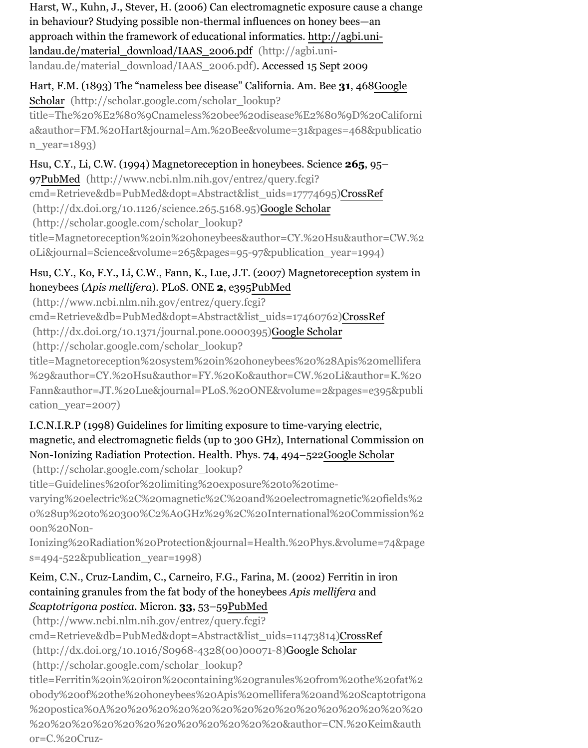Harst, W., Kuhn, J., Stever, H. (2006) Can electromagnetic exposure cause a change in behaviour? Studying possible non-thermal influences on honey bees—an approach within the framework of educational informatics. [http://agbi.uni-landau.de/material_download/IAAS_2006.pdf](http://agbi.uni-landau.de/material_download/IAAS_2006.pdf) (http://agbi.uni-landau.de/material_download/IAAS_2006.pdf). Accessed 15 Sept 2009

Hart, F.M. (1893) The "nameless bee disease" California. Am. Bee **31**, 468[Google Scholar](http://scholar.google.com/scholar_lookup?title=The%20%E2%80%9Cnameless%20bee%20disease%E2%80%9D%20California&author=FM.%20Hart&journal=Am.%20Bee&volume=31&pages=468&publication_year=1893) (http://scholar.google.com/scholar_lookup?title=The%20%E2%80%9Cnameless%20bee%20disease%E2%80%9D%20California&author=FM.%20Hart&journal=Am.%20Bee&volume=31&pages=468&publication_year=1893)

Hsu, C.Y., Li, C.W. (1994) Magnetoreception in honeybees. Science **265**, 95–97[PubMed](http://www.ncbi.nlm.nih.gov/entrez/query.fcgi?cmd=Retrieve&db=PubMed&dopt=Abstract&list_uids=17774695) (http://www.ncbi.nlm.nih.gov/entrez/query.fcgi?cmd=Retrieve&db=PubMed&dopt=Abstract&list_uids=17774695)[CrossRef](http://dx.doi.org/10.1126/science.265.5168.95) (http://dx.doi.org/10.1126/science.265.5168.95)[Google Scholar](http://scholar.google.com/scholar_lookup?title=Magnetoreception%20in%20honeybees&author=CY.%20Hsu&author=CW.%20Li&journal=Science&volume=265&pages=95-97&publication_year=1994) (http://scholar.google.com/scholar_lookup?title=Magnetoreception%20in%20honeybees&author=CY.%20Hsu&author=CW.%20Li&journal=Science&volume=265&pages=95-97&publication_year=1994)

Hsu, C.Y., Ko, F.Y., Li, C.W., Fann, K., Lue, J.T. (2007) Magnetoreception system in honeybees (*Apis mellifera*). PLoS. ONE **2**, e395[PubMed](http://www.ncbi.nlm.nih.gov/entrez/query.fcgi?cmd=Retrieve&db=PubMed&dopt=Abstract&list_uids=17460762) (http://www.ncbi.nlm.nih.gov/entrez/query.fcgi?cmd=Retrieve&db=PubMed&dopt=Abstract&list_uids=17460762)[CrossRef](http://dx.doi.org/10.1371/journal.pone.0000395) (http://dx.doi.org/10.1371/journal.pone.0000395)[Google Scholar](http://scholar.google.com/scholar_lookup?title=Magnetoreception%20system%20in%20honeybees%20%28Apis%20mellifera%29&author=CY.%20Hsu&author=FY.%20Ko&author=CW.%20Li&author=K.%20Fann&author=JT.%20Lue&journal=PLoS.%20ONE&volume=2&pages=e395&publication_year=2007) (http://scholar.google.com/scholar_lookup?title=Magnetoreception%20system%20in%20honeybees%20%28Apis%20mellifera%29&author=CY.%20Hsu&author=FY.%20Ko&author=CW.%20Li&author=K.%20Fann&author=JT.%20Lue&journal=PLoS.%20ONE&volume=2&pages=e395&publication_year=2007)

I.C.N.I.R.P (1998) Guidelines for limiting exposure to time-varying electric, magnetic, and electromagnetic fields (up to 300 GHz), International Commission on Non-Ionizing Radiation Protection. Health. Phys. **74**, 494–522[Google Scholar](http://scholar.google.com/scholar_lookup?title=Guidelines%20for%20limiting%20exposure%20to%20time-varying%20electric%2C%20magnetic%2C%20and%20electromagnetic%20fields%20%28up%20to%20300%C2%A0GHz%29%2C%20International%20Commission%20on%20Non-Ionizing%20Radiation%20Protection&journal=Health.%20Phys.&volume=74&pages=494-522&publication_year=1998) (http://scholar.google.com/scholar_lookup?title=Guidelines%20for%20limiting%20exposure%20to%20time-varying%20electric%2C%20magnetic%2C%20and%20electromagnetic%20fields%20%28up%20to%20300%C2%A0GHz%29%2C%20International%20Commission%20on%20Non-Ionizing%20Radiation%20Protection&journal=Health.%20Phys.&volume=74&pages=494-522&publication_year=1998)

Keim, C.N., Cruz-Landim, C., Carneiro, F.G., Farina, M. (2002) Ferritin in iron containing granules from the fat body of the honeybees *Apis mellifera* and *Scaptotrigona postica*. Micron. **33**, 53–59[PubMed](http://www.ncbi.nlm.nih.gov/entrez/query.fcgi?cmd=Retrieve&db=PubMed&dopt=Abstract&list_uids=11473814) (http://www.ncbi.nlm.nih.gov/entrez/query.fcgi?cmd=Retrieve&db=PubMed&dopt=Abstract&list_uids=11473814)[CrossRef](http://dx.doi.org/10.1016/S0968-4328(00)00071-8) (http://dx.doi.org/10.1016/S0968-4328(00)00071-8)[Google Scholar](http://scholar.google.com/scholar_lookup?title=Ferritin%20in%20iron%20containing%20granules%20from%20the%20fat%20body%20of%20the%20honeybees%20Apis%20mellifera%20and%20Scaptotrigona%20postica%0A%20%20%20%20%20%20%20%20%20%20%20%20%20%20%20%20%20%20%20%20%20%20%20%20%20%20%20&author=CN.%20Keim&author=C.%20Cruz-) (http://scholar.google.com/scholar_lookup?title=Ferritin%20in%20iron%20containing%20granules%20from%20the%20fat%20body%20of%20the%20honeybees%20Apis%20mellifera%20and%20Scaptotrigona%20postica%0A%20%20%20%20%20%20%20%20%20%20%20%20%20%20%20%20%20%20%20%20%20%20%20%20%20%20%20&author=CN.%20Keim&author=C.%20Cruz-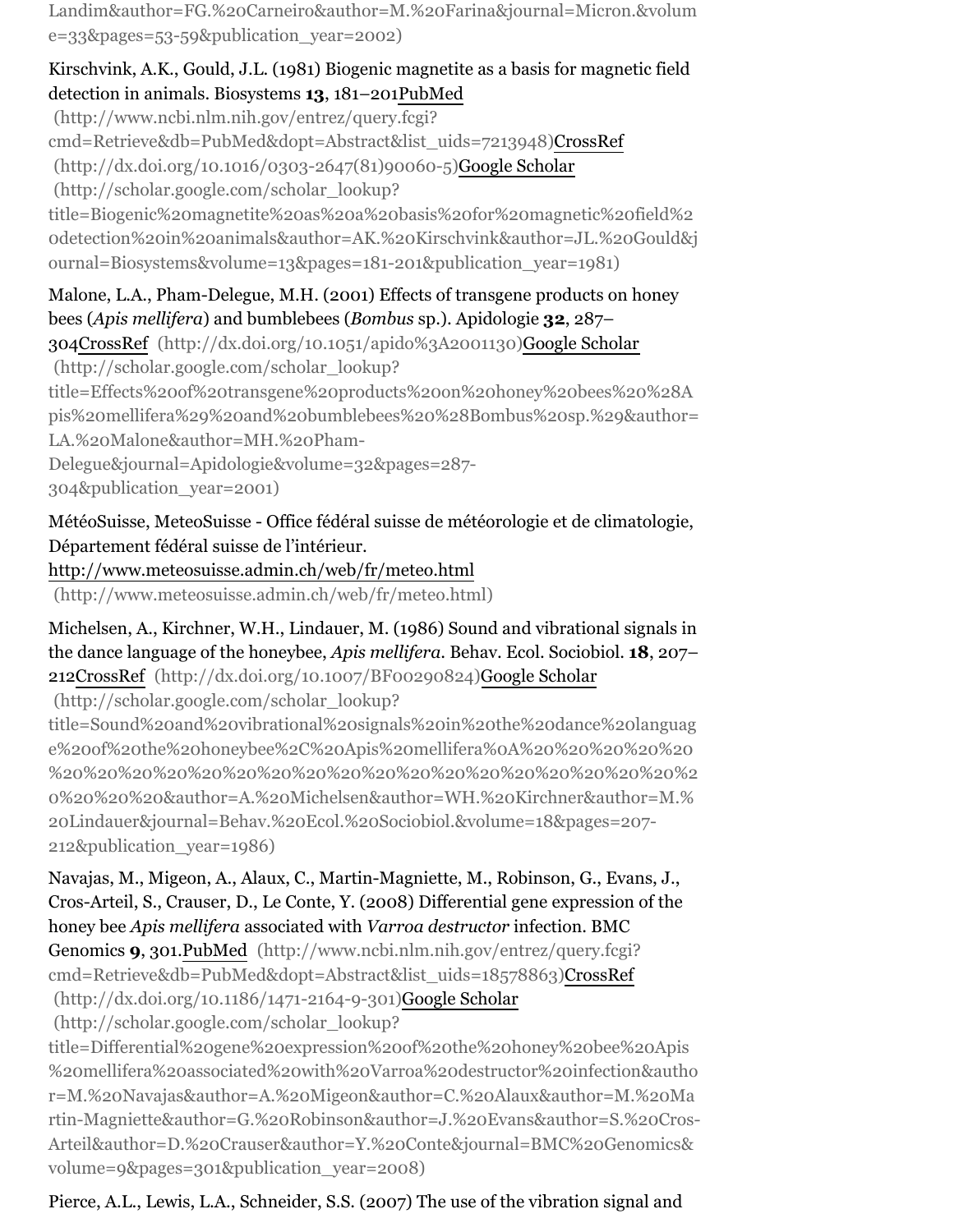Landim&author=FG.%20Carneiro&author=M.%20Farina&journal=Micron.&volume=33&pages=53-59&publication_year=2002)

Kirschvink, A.K., Gould, J.L. (1981) Biogenic magnetite as a basis for magnetic field detection in animals. Biosystems **13**, 181–201PubMed (http://www.ncbi.nlm.nih.gov/entrez/query.fcgi?cmd=Retrieve&db=PubMed&dopt=Abstract&list_uids=7213948)CrossRef (http://dx.doi.org/10.1016/0303-2647(81)90060-5)Google Scholar (http://scholar.google.com/scholar_lookup?title=Biogenic%20magnetite%20as%20a%20basis%20for%20magnetic%20field%20detection%20in%20animals&author=AK.%20Kirschvink&author=JL.%20Gould&journal=Biosystems&volume=13&pages=181-201&publication_year=1981)

Malone, L.A., Pham-Delegue, M.H. (2001) Effects of transgene products on honey bees (*Apis mellifera*) and bumblebees (*Bombus* sp.). Apidologie **32**, 287–304CrossRef (http://dx.doi.org/10.1051/apido%3A2001130)Google Scholar (http://scholar.google.com/scholar_lookup?title=Effects%20of%20transgene%20products%20on%20honey%20bees%20%28Apis%20mellifera%29%20and%20bumblebees%20%28Bombus%20sp.%29&author=LA.%20Malone&author=MH.%20Pham-Delegue&journal=Apidologie&volume=32&pages=287-304&publication_year=2001)

MétéoSuisse, MeteoSuisse - Office fédéral suisse de météorologie et de climatologie, Département fédéral suisse de l'intérieur. http://www.meteosuisse.admin.ch/web/fr/meteo.html (http://www.meteosuisse.admin.ch/web/fr/meteo.html)

Michelsen, A., Kirchner, W.H., Lindauer, M. (1986) Sound and vibrational signals in the dance language of the honeybee, *Apis mellifera*. Behav. Ecol. Sociobiol. **18**, 207–212CrossRef (http://dx.doi.org/10.1007/BF00290824)Google Scholar (http://scholar.google.com/scholar_lookup?title=Sound%20and%20vibrational%20signals%20in%20the%20dance%20language%20of%20the%20honeybee%2C%20Apis%20mellifera%0A%20%20%20%20%20%20%20%20%20%20%20%20%20%20%20%20%20%20%20%20%20%20%20%20%20%20%20%20&author=A.%20Michelsen&author=WH.%20Kirchner&author=M.%20Lindauer&journal=Behav.%20Ecol.%20Sociobiol.&volume=18&pages=207-212&publication_year=1986)

Navajas, M., Migeon, A., Alaux, C., Martin-Magniette, M., Robinson, G., Evans, J., Cros-Arteil, S., Crauser, D., Le Conte, Y. (2008) Differential gene expression of the honey bee *Apis mellifera* associated with *Varroa destructor* infection. BMC Genomics **9**, 301.PubMed (http://www.ncbi.nlm.nih.gov/entrez/query.fcgi?cmd=Retrieve&db=PubMed&dopt=Abstract&list_uids=18578863)CrossRef (http://dx.doi.org/10.1186/1471-2164-9-301)Google Scholar (http://scholar.google.com/scholar_lookup?title=Differential%20gene%20expression%20of%20the%20honey%20bee%20Apis%20mellifera%20associated%20with%20Varroa%20destructor%20infection&author=M.%20Navajas&author=A.%20Migeon&author=C.%20Alaux&author=M.%20Martin-Magniette&author=G.%20Robinson&author=J.%20Evans&author=S.%20Cros-Arteil&author=D.%20Crauser&author=Y.%20Conte&journal=BMC%20Genomics&volume=9&pages=301&publication_year=2008)

Pierce, A.L., Lewis, L.A., Schneider, S.S. (2007) The use of the vibration signal and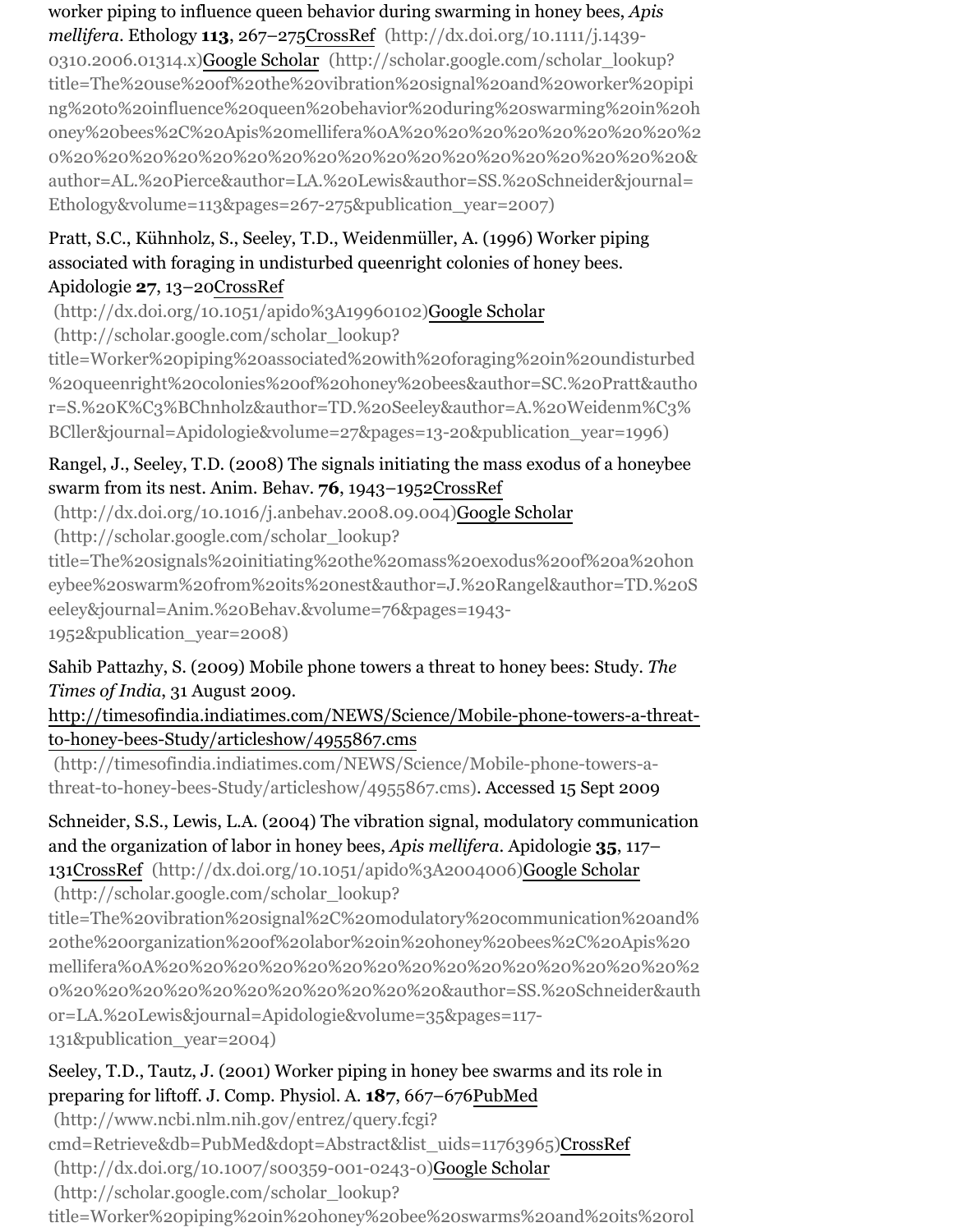worker piping to influence queen behavior during swarming in honey bees, *Apis mellifera*. Ethology **113**, 267–275CrossRef (http://dx.doi.org/10.1111/j.1439-0310.2006.01314.x)Google Scholar (http://scholar.google.com/scholar_lookup?title=The%20use%20of%20the%20vibration%20signal%20and%20worker%20piping%20to%20influence%20queen%20behavior%20during%20swarming%20in%20honey%20bees%2C%20Apis%20mellifera%0A%20%20%20%20%20%20%20%20%20%20%20%20%20%20%20%20%20%20%20%20%20%20%20%20%20%20%20&author=AL.%20Pierce&author=LA.%20Lewis&author=SS.%20Schneider&journal=Ethology&volume=113&pages=267-275&publication_year=2007)

Pratt, S.C., Kühnholz, S., Seeley, T.D., Weidenmüller, A. (1996) Worker piping associated with foraging in undisturbed queenright colonies of honey bees. Apidologie **27**, 13–20CrossRef (http://dx.doi.org/10.1051/apido%3A19960102)Google Scholar (http://scholar.google.com/scholar_lookup?title=Worker%20piping%20associated%20with%20foraging%20in%20undisturbed%20queenright%20colonies%20of%20honey%20bees&author=SC.%20Pratt&author=S.%20K%C3%BChnholz&author=TD.%20Seeley&author=A.%20Weidenm%C3%BCller&journal=Apidologie&volume=27&pages=13-20&publication_year=1996)

Rangel, J., Seeley, T.D. (2008) The signals initiating the mass exodus of a honeybee swarm from its nest. Anim. Behav. **76**, 1943–1952CrossRef (http://dx.doi.org/10.1016/j.anbehav.2008.09.004)Google Scholar (http://scholar.google.com/scholar_lookup?title=The%20signals%20initiating%20the%20mass%20exodus%20of%20a%20honeybee%20swarm%20from%20its%20nest&author=J.%20Rangel&author=TD.%20Seeley&journal=Anim.%20Behav.&volume=76&pages=1943-1952&publication_year=2008)

Sahib Pattazhy, S. (2009) Mobile phone towers a threat to honey bees: Study. *The Times of India*, 31 August 2009. http://timesofindia.indiatimes.com/NEWS/Science/Mobile-phone-towers-a-threat-to-honey-bees-Study/articleshow/4955867.cms (http://timesofindia.indiatimes.com/NEWS/Science/Mobile-phone-towers-a-threat-to-honey-bees-Study/articleshow/4955867.cms). Accessed 15 Sept 2009

Schneider, S.S., Lewis, L.A. (2004) The vibration signal, modulatory communication and the organization of labor in honey bees, *Apis mellifera*. Apidologie **35**, 117–131CrossRef (http://dx.doi.org/10.1051/apido%3A2004006)Google Scholar (http://scholar.google.com/scholar_lookup?title=The%20vibration%20signal%2C%20modulatory%20communication%20and%20the%20organization%20of%20labor%20in%20honey%20bees%2C%20Apis%20mellifera%0A%20%20%20%20%20%20%20%20%20%20%20%20%20%20%20%20%20%20%20%20%20%20%20%20%20%20%20&author=SS.%20Schneider&author=LA.%20Lewis&journal=Apidologie&volume=35&pages=117-131&publication_year=2004)

Seeley, T.D., Tautz, J. (2001) Worker piping in honey bee swarms and its role in preparing for liftoff. J. Comp. Physiol. A. **187**, 667–676PubMed (http://www.ncbi.nlm.nih.gov/entrez/query.fcgi?cmd=Retrieve&db=PubMed&dopt=Abstract&list_uids=11763965)CrossRef (http://dx.doi.org/10.1007/s00359-001-0243-0)Google Scholar (http://scholar.google.com/scholar_lookup?title=Worker%20piping%20in%20honey%20bee%20swarms%20and%20its%20rol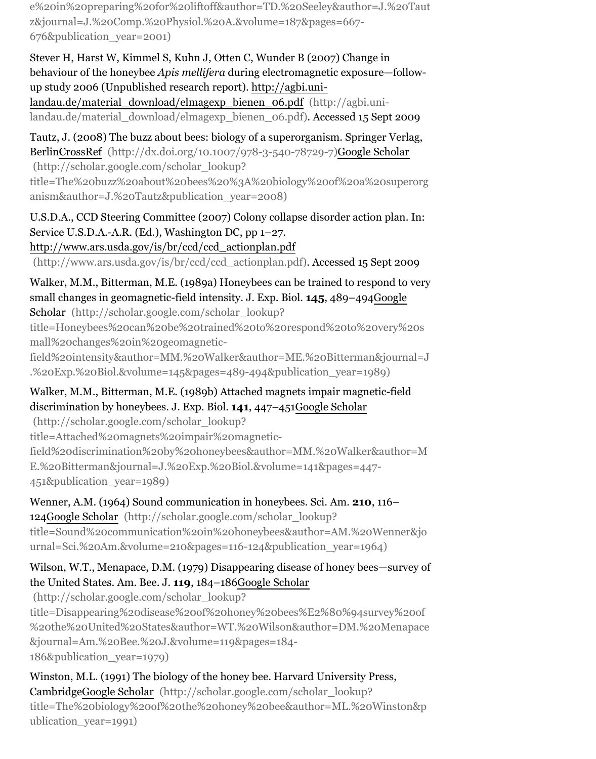e%20in%20preparing%20for%20liftoff&author=TD.%20Seeley&author=J.%20Tautz&journal=J.%20Comp.%20Physiol.%20A.&volume=187&pages=667-676&publication_year=2001)

Stever H, Harst W, Kimmel S, Kuhn J, Otten C, Wunder B (2007) Change in behaviour of the honeybee *Apis mellifera* during electromagnetic exposure—follow-up study 2006 (Unpublished research report). http://agbi.uni-landau.de/material_download/elmagexp_bienen_06.pdf (http://agbi.uni-landau.de/material_download/elmagexp_bienen_06.pdf). Accessed 15 Sept 2009

Tautz, J. (2008) The buzz about bees: biology of a superorganism. Springer Verlag, BerlinCrossRef (http://dx.doi.org/10.1007/978-3-540-78729-7)Google Scholar (http://scholar.google.com/scholar_lookup?title=The%20buzz%20about%20bees%20%3A%20biology%20of%20a%20superorganism&author=J.%20Tautz&publication_year=2008)

U.S.D.A., CCD Steering Committee (2007) Colony collapse disorder action plan. In: Service U.S.D.A.-A.R. (Ed.), Washington DC, pp 1–27. http://www.ars.usda.gov/is/br/ccd/ccd_actionplan.pdf (http://www.ars.usda.gov/is/br/ccd/ccd_actionplan.pdf). Accessed 15 Sept 2009

Walker, M.M., Bitterman, M.E. (1989a) Honeybees can be trained to respond to very small changes in geomagnetic-field intensity. J. Exp. Biol. **145**, 489–494Google Scholar (http://scholar.google.com/scholar_lookup?title=Honeybees%20can%20be%20trained%20to%20respond%20to%20very%20small%20changes%20in%20geomagnetic-field%20intensity&author=MM.%20Walker&author=ME.%20Bitterman&journal=J.%20Exp.%20Biol.&volume=145&pages=489-494&publication_year=1989)

Walker, M.M., Bitterman, M.E. (1989b) Attached magnets impair magnetic-field discrimination by honeybees. J. Exp. Biol. **141**, 447–451Google Scholar (http://scholar.google.com/scholar_lookup?title=Attached%20magnets%20impair%20magnetic-field%20discrimination%20by%20honeybees&author=MM.%20Walker&author=ME.%20Bitterman&journal=J.%20Exp.%20Biol.&volume=141&pages=447-451&publication_year=1989)

Wenner, A.M. (1964) Sound communication in honeybees. Sci. Am. **210**, 116–124Google Scholar (http://scholar.google.com/scholar_lookup?title=Sound%20communication%20in%20honeybees&author=AM.%20Wenner&journal=Sci.%20Am.&volume=210&pages=116-124&publication_year=1964)

Wilson, W.T., Menapace, D.M. (1979) Disappearing disease of honey bees—survey of the United States. Am. Bee. J. **119**, 184–186Google Scholar (http://scholar.google.com/scholar_lookup?title=Disappearing%20disease%20of%20honey%20bees%E2%80%94survey%20of%20the%20United%20States&author=WT.%20Wilson&author=DM.%20Menapace&journal=Am.%20Bee.%20J.&volume=119&pages=184-186&publication_year=1979)

Winston, M.L. (1991) The biology of the honey bee. Harvard University Press, CambridgeGoogle Scholar (http://scholar.google.com/scholar_lookup?title=The%20biology%20of%20the%20honey%20bee&author=ML.%20Winston&publication_year=1991)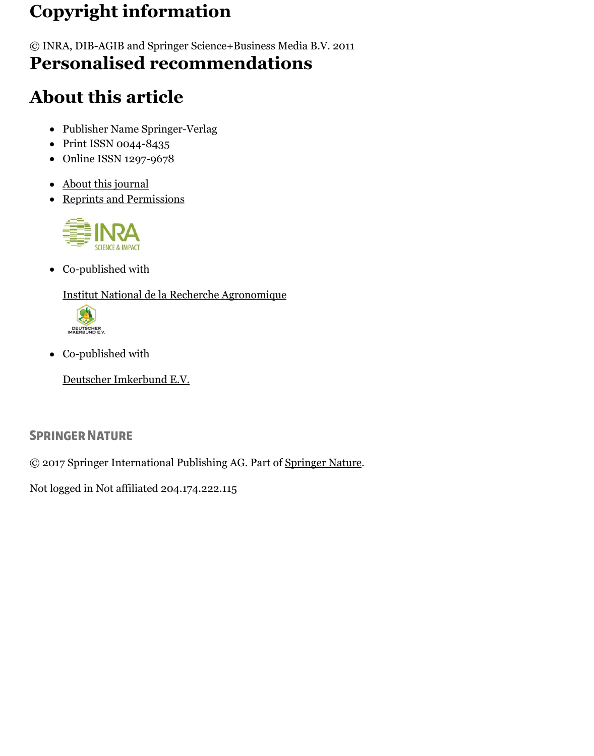# Copyright information

© INRA, DIB-AGIB and Springer Science+Business Media B.V. 2011

# Personalised recommendations

# About this article

- Publisher Name Springer-Verlag
- Print ISSN 0044-8435
- Online ISSN 1297-9678

- About this journal
- Reprints and Permissions

- Co-published with

  Institut National de la Recherche Agronomique

- Co-published with

  Deutscher Imkerbund E.V.

SPRINGER NATURE

© 2017 Springer International Publishing AG. Part of Springer Nature.

Not logged in Not affiliated 204.174.222.115